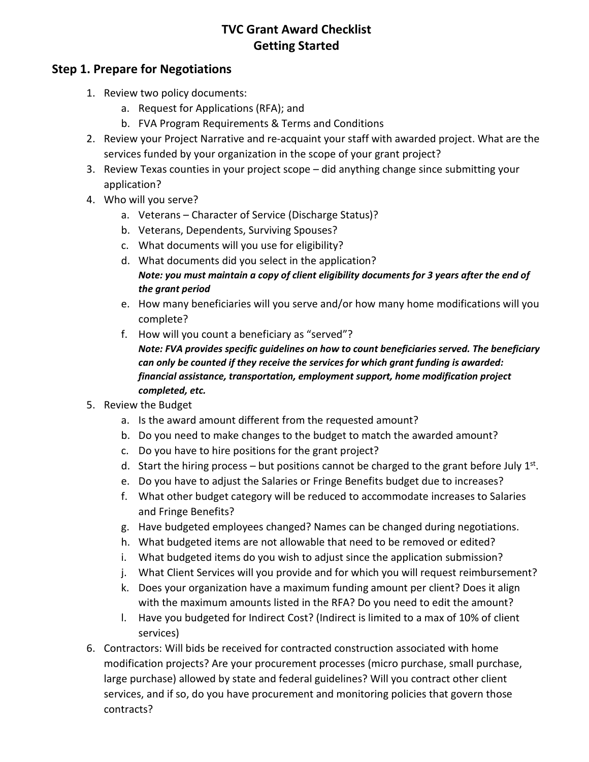# TVC Grant Award Checklist
# Getting Started

## Step 1. Prepare for Negotiations

1. Review two policy documents:
    a. Request for Applications (RFA); and
    b. FVA Program Requirements & Terms and Conditions
2. Review your Project Narrative and re-acquaint your staff with awarded project. What are the services funded by your organization in the scope of your grant project?
3. Review Texas counties in your project scope – did anything change since submitting your application?
4. Who will you serve?
    a. Veterans – Character of Service (Discharge Status)?
    b. Veterans, Dependents, Surviving Spouses?
    c. What documents will you use for eligibility?
    d. What documents did you select in the application?
    ***Note: you must maintain a copy of client eligibility documents for 3 years after the end of the grant period***
    e. How many beneficiaries will you serve and/or how many home modifications will you complete?
    f. How will you count a beneficiary as "served"?
    ***Note: FVA provides specific guidelines on how to count beneficiaries served. The beneficiary can only be counted if they receive the services for which grant funding is awarded: financial assistance, transportation, employment support, home modification project completed, etc.***
5. Review the Budget
    a. Is the award amount different from the requested amount?
    b. Do you need to make changes to the budget to match the awarded amount?
    c. Do you have to hire positions for the grant project?
    d. Start the hiring process – but positions cannot be charged to the grant before July 1st.
    e. Do you have to adjust the Salaries or Fringe Benefits budget due to increases?
    f. What other budget category will be reduced to accommodate increases to Salaries and Fringe Benefits?
    g. Have budgeted employees changed? Names can be changed during negotiations.
    h. What budgeted items are not allowable that need to be removed or edited?
    i. What budgeted items do you wish to adjust since the application submission?
    j. What Client Services will you provide and for which you will request reimbursement?
    k. Does your organization have a maximum funding amount per client? Does it align with the maximum amounts listed in the RFA? Do you need to edit the amount?
    l. Have you budgeted for Indirect Cost? (Indirect is limited to a max of 10% of client services)
6. Contractors: Will bids be received for contracted construction associated with home modification projects? Are your procurement processes (micro purchase, small purchase, large purchase) allowed by state and federal guidelines? Will you contract other client services, and if so, do you have procurement and monitoring policies that govern those contracts?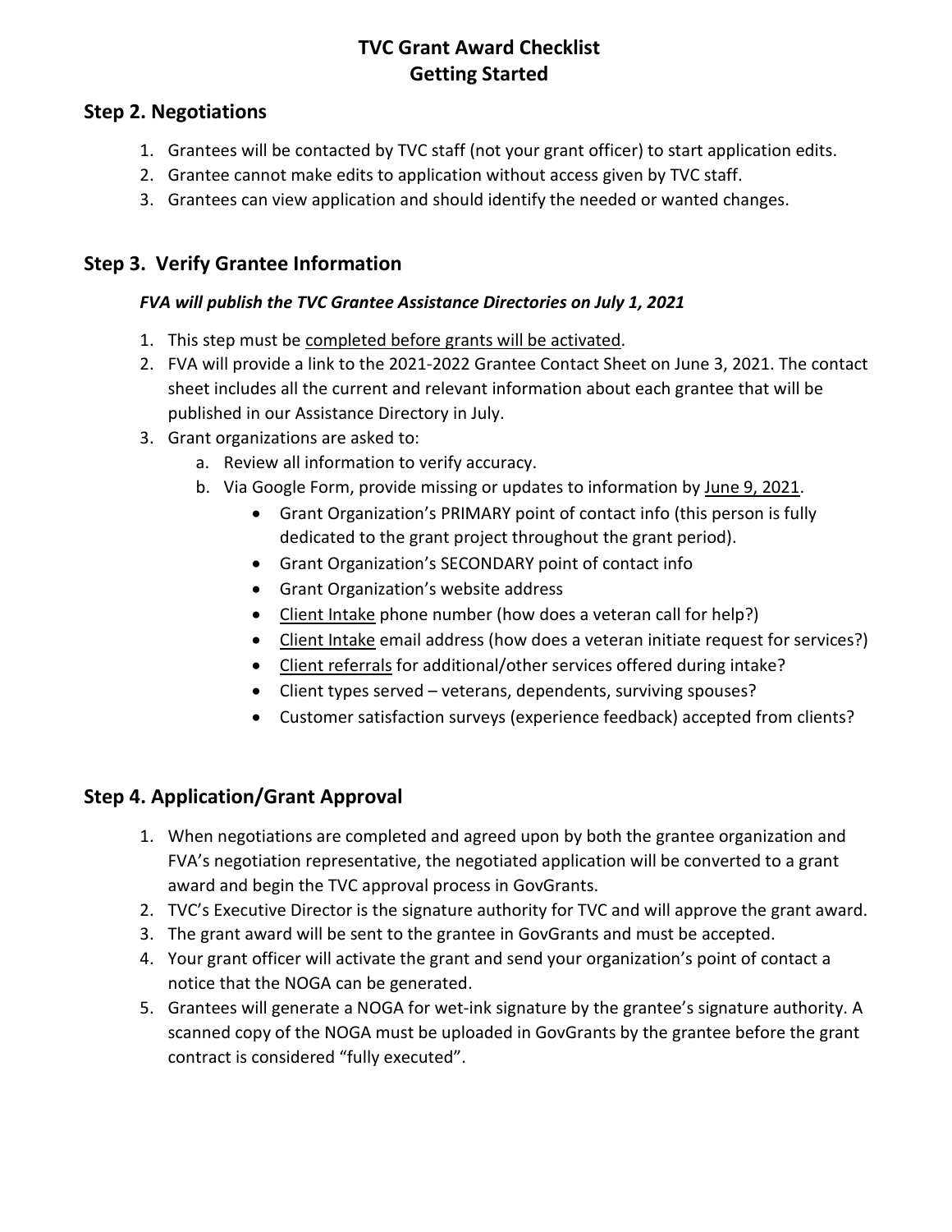# TVC Grant Award Checklist
# Getting Started

## Step 2. Negotiations

1. Grantees will be contacted by TVC staff (not your grant officer) to start application edits.
2. Grantee cannot make edits to application without access given by TVC staff.
3. Grantees can view application and should identify the needed or wanted changes.

## Step 3. Verify Grantee Information

***FVA will publish the TVC Grantee Assistance Directories on July 1, 2021***

1. This step must be <u>completed before grants will be activated</u>.
2. FVA will provide a link to the 2021-2022 Grantee Contact Sheet on June 3, 2021. The contact sheet includes all the current and relevant information about each grantee that will be published in our Assistance Directory in July.
3. Grant organizations are asked to:
   a. Review all information to verify accuracy.
   b. Via Google Form, provide missing or updates to information by <u>June 9, 2021</u>.
      - Grant Organization's PRIMARY point of contact info (this person is fully dedicated to the grant project throughout the grant period).
      - Grant Organization's SECONDARY point of contact info
      - Grant Organization's website address
      - <u>Client Intake</u> phone number (how does a veteran call for help?)
      - <u>Client Intake</u> email address (how does a veteran initiate request for services?)
      - <u>Client referrals</u> for additional/other services offered during intake?
      - Client types served – veterans, dependents, surviving spouses?
      - Customer satisfaction surveys (experience feedback) accepted from clients?

## Step 4. Application/Grant Approval

1. When negotiations are completed and agreed upon by both the grantee organization and FVA's negotiation representative, the negotiated application will be converted to a grant award and begin the TVC approval process in GovGrants.
2. TVC's Executive Director is the signature authority for TVC and will approve the grant award.
3. The grant award will be sent to the grantee in GovGrants and must be accepted.
4. Your grant officer will activate the grant and send your organization's point of contact a notice that the NOGA can be generated.
5. Grantees will generate a NOGA for wet-ink signature by the grantee's signature authority. A scanned copy of the NOGA must be uploaded in GovGrants by the grantee before the grant contract is considered "fully executed".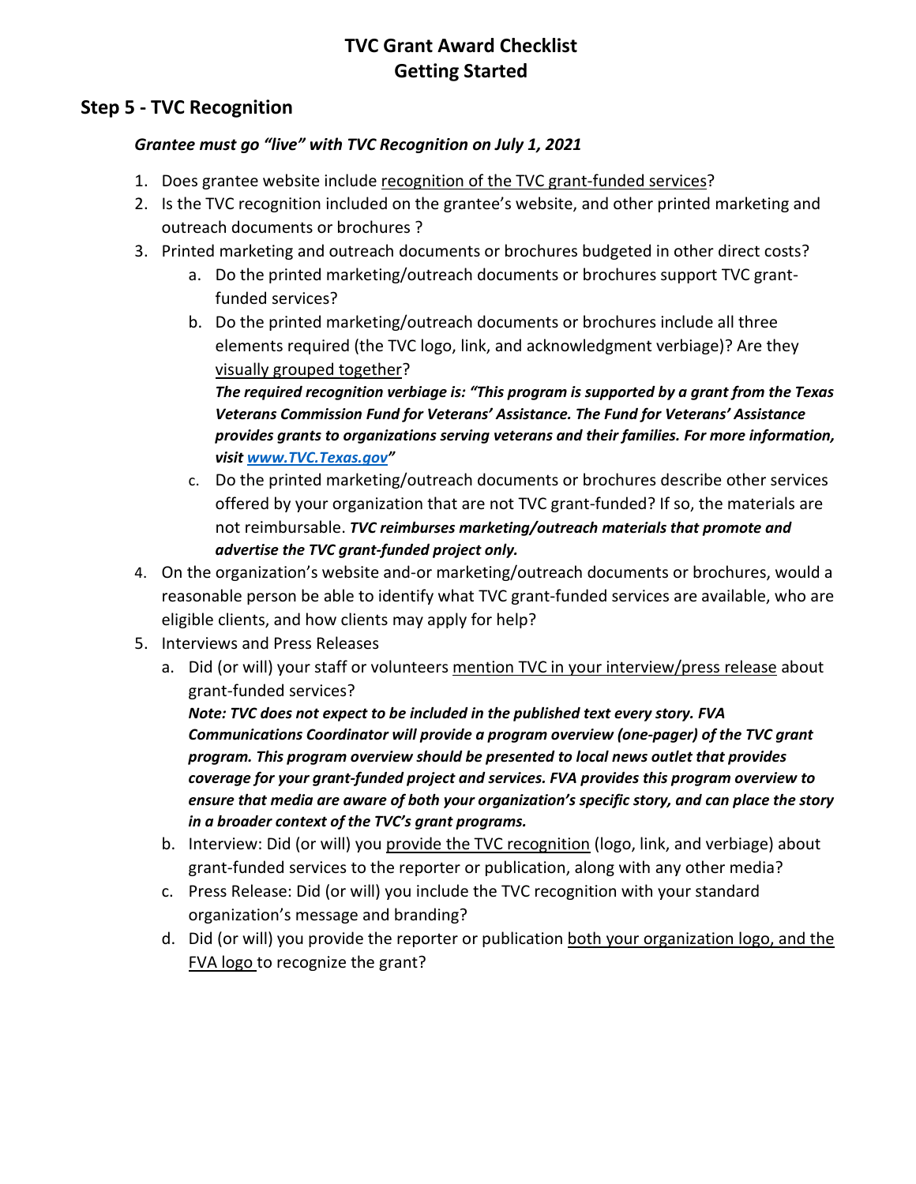# TVC Grant Award Checklist
# Getting Started

## Step 5 - TVC Recognition

***Grantee must go "live" with TVC Recognition on July 1, 2021***

1. Does grantee website include recognition of the TVC grant-funded services?
2. Is the TVC recognition included on the grantee's website, and other printed marketing and outreach documents or brochures ?
3. Printed marketing and outreach documents or brochures budgeted in other direct costs?
   a. Do the printed marketing/outreach documents or brochures support TVC grant-funded services?
   b. Do the printed marketing/outreach documents or brochures include all three elements required (the TVC logo, link, and acknowledgment verbiage)? Are they visually grouped together?
      ***The required recognition verbiage is: "This program is supported by a grant from the Texas Veterans Commission Fund for Veterans' Assistance. The Fund for Veterans' Assistance provides grants to organizations serving veterans and their families. For more information, visit [www.TVC.Texas.gov](http://www.TVC.Texas.gov)"***
   c. Do the printed marketing/outreach documents or brochures describe other services offered by your organization that are not TVC grant-funded? If so, the materials are not reimbursable. ***TVC reimburses marketing/outreach materials that promote and advertise the TVC grant-funded project only.***
4. On the organization's website and-or marketing/outreach documents or brochures, would a reasonable person be able to identify what TVC grant-funded services are available, who are eligible clients, and how clients may apply for help?
5. Interviews and Press Releases
   a. Did (or will) your staff or volunteers mention TVC in your interview/press release about grant-funded services?
      ***Note: TVC does not expect to be included in the published text every story. FVA Communications Coordinator will provide a program overview (one-pager) of the TVC grant program. This program overview should be presented to local news outlet that provides coverage for your grant-funded project and services. FVA provides this program overview to ensure that media are aware of both your organization's specific story, and can place the story in a broader context of the TVC's grant programs.***
   b. Interview: Did (or will) you provide the TVC recognition (logo, link, and verbiage) about grant-funded services to the reporter or publication, along with any other media?
   c. Press Release: Did (or will) you include the TVC recognition with your standard organization's message and branding?
   d. Did (or will) you provide the reporter or publication both your organization logo, and the FVA logo to recognize the grant?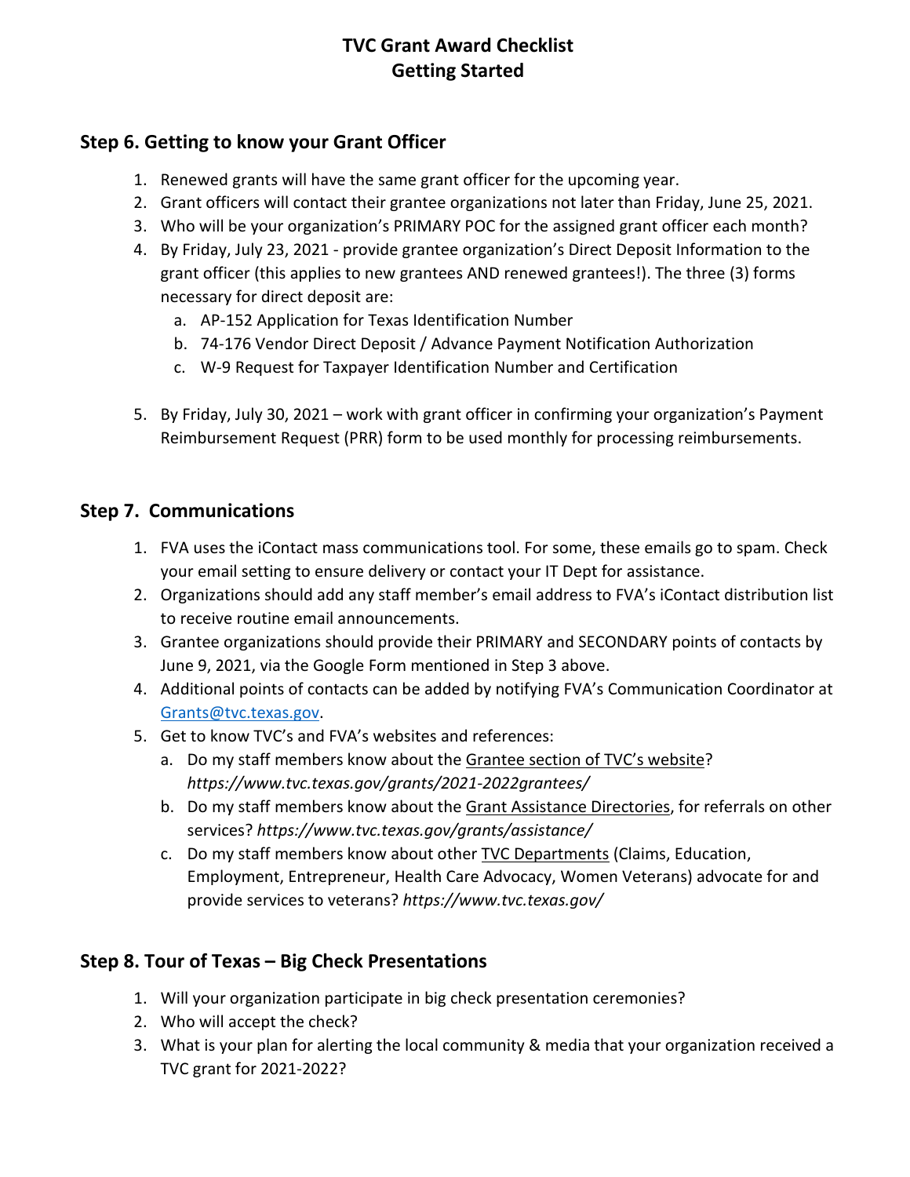# TVC Grant Award Checklist
## Getting Started

### Step 6. Getting to know your Grant Officer

1. Renewed grants will have the same grant officer for the upcoming year.
2. Grant officers will contact their grantee organizations not later than Friday, June 25, 2021.
3. Who will be your organization's PRIMARY POC for the assigned grant officer each month?
4. By Friday, July 23, 2021 - provide grantee organization's Direct Deposit Information to the grant officer (this applies to new grantees AND renewed grantees!). The three (3) forms necessary for direct deposit are:
   a. AP-152 Application for Texas Identification Number
   b. 74-176 Vendor Direct Deposit / Advance Payment Notification Authorization
   c. W-9 Request for Taxpayer Identification Number and Certification
5. By Friday, July 30, 2021 – work with grant officer in confirming your organization's Payment Reimbursement Request (PRR) form to be used monthly for processing reimbursements.

### Step 7. Communications

1. FVA uses the iContact mass communications tool. For some, these emails go to spam. Check your email setting to ensure delivery or contact your IT Dept for assistance.
2. Organizations should add any staff member's email address to FVA's iContact distribution list to receive routine email announcements.
3. Grantee organizations should provide their PRIMARY and SECONDARY points of contacts by June 9, 2021, via the Google Form mentioned in Step 3 above.
4. Additional points of contacts can be added by notifying FVA's Communication Coordinator at Grants@tvc.texas.gov.
5. Get to know TVC's and FVA's websites and references:
   a. Do my staff members know about the Grantee section of TVC's website? *https://www.tvc.texas.gov/grants/2021-2022grantees/*
   b. Do my staff members know about the Grant Assistance Directories, for referrals on other services? *https://www.tvc.texas.gov/grants/assistance/*
   c. Do my staff members know about other TVC Departments (Claims, Education, Employment, Entrepreneur, Health Care Advocacy, Women Veterans) advocate for and provide services to veterans? *https://www.tvc.texas.gov/*

### Step 8. Tour of Texas – Big Check Presentations

1. Will your organization participate in big check presentation ceremonies?
2. Who will accept the check?
3. What is your plan for alerting the local community & media that your organization received a TVC grant for 2021-2022?